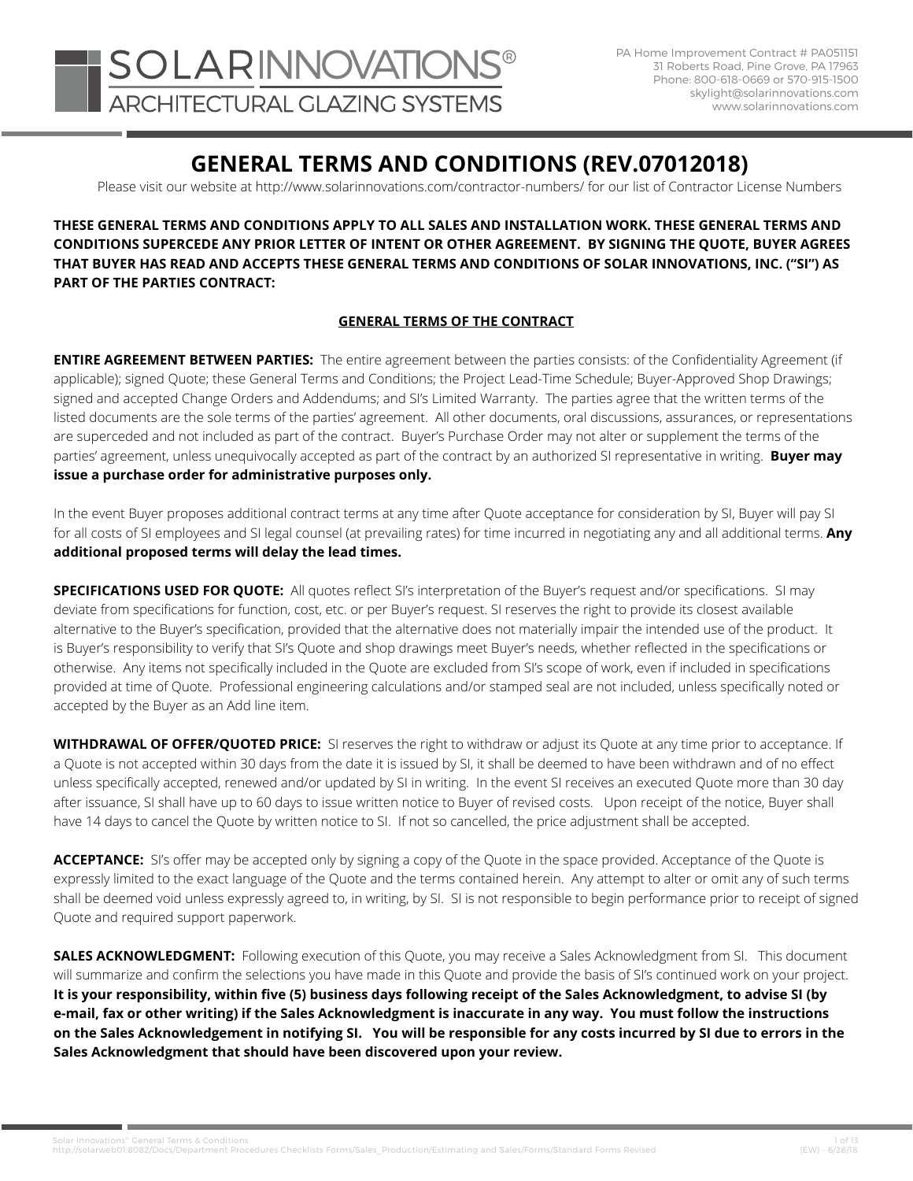SOLARINNOVATIONS®
ARCHITECTURAL GLAZING SYSTEMS

PA Home Improvement Contract # PA051151
31 Roberts Road, Pine Grove, PA 17963
Phone: 800-618-0669 or 570-915-1500
skylight@solarinnovations.com
www.solarinnovations.com

# GENERAL TERMS AND CONDITIONS (REV.07012018)

Please visit our website at http://www.solarinnovations.com/contractor-numbers/ for our list of Contractor License Numbers

**THESE GENERAL TERMS AND CONDITIONS APPLY TO ALL SALES AND INSTALLATION WORK. THESE GENERAL TERMS AND CONDITIONS SUPERCEDE ANY PRIOR LETTER OF INTENT OR OTHER AGREEMENT. BY SIGNING THE QUOTE, BUYER AGREES THAT BUYER HAS READ AND ACCEPTS THESE GENERAL TERMS AND CONDITIONS OF SOLAR INNOVATIONS, INC. ("SI") AS PART OF THE PARTIES CONTRACT:**

## GENERAL TERMS OF THE CONTRACT

**ENTIRE AGREEMENT BETWEEN PARTIES:** The entire agreement between the parties consists: of the Confidentiality Agreement (if applicable); signed Quote; these General Terms and Conditions; the Project Lead-Time Schedule; Buyer-Approved Shop Drawings; signed and accepted Change Orders and Addendums; and SI's Limited Warranty. The parties agree that the written terms of the listed documents are the sole terms of the parties' agreement. All other documents, oral discussions, assurances, or representations are superceded and not included as part of the contract. Buyer's Purchase Order may not alter or supplement the terms of the parties' agreement, unless unequivocally accepted as part of the contract by an authorized SI representative in writing. **Buyer may issue a purchase order for administrative purposes only.**

In the event Buyer proposes additional contract terms at any time after Quote acceptance for consideration by SI, Buyer will pay SI for all costs of SI employees and SI legal counsel (at prevailing rates) for time incurred in negotiating any and all additional terms. **Any additional proposed terms will delay the lead times.**

**SPECIFICATIONS USED FOR QUOTE:** All quotes reflect SI's interpretation of the Buyer's request and/or specifications. SI may deviate from specifications for function, cost, etc. or per Buyer's request. SI reserves the right to provide its closest available alternative to the Buyer's specification, provided that the alternative does not materially impair the intended use of the product. It is Buyer's responsibility to verify that SI's Quote and shop drawings meet Buyer's needs, whether reflected in the specifications or otherwise. Any items not specifically included in the Quote are excluded from SI's scope of work, even if included in specifications provided at time of Quote. Professional engineering calculations and/or stamped seal are not included, unless specifically noted or accepted by the Buyer as an Add line item.

**WITHDRAWAL OF OFFER/QUOTED PRICE:** SI reserves the right to withdraw or adjust its Quote at any time prior to acceptance. If a Quote is not accepted within 30 days from the date it is issued by SI, it shall be deemed to have been withdrawn and of no effect unless specifically accepted, renewed and/or updated by SI in writing. In the event SI receives an executed Quote more than 30 day after issuance, SI shall have up to 60 days to issue written notice to Buyer of revised costs. Upon receipt of the notice, Buyer shall have 14 days to cancel the Quote by written notice to SI. If not so cancelled, the price adjustment shall be accepted.

**ACCEPTANCE:** SI's offer may be accepted only by signing a copy of the Quote in the space provided. Acceptance of the Quote is expressly limited to the exact language of the Quote and the terms contained herein. Any attempt to alter or omit any of such terms shall be deemed void unless expressly agreed to, in writing, by SI. SI is not responsible to begin performance prior to receipt of signed Quote and required support paperwork.

**SALES ACKNOWLEDGMENT:** Following execution of this Quote, you may receive a Sales Acknowledgment from SI. This document will summarize and confirm the selections you have made in this Quote and provide the basis of SI's continued work on your project. **It is your responsibility, within five (5) business days following receipt of the Sales Acknowledgment, to advise SI (by e-mail, fax or other writing) if the Sales Acknowledgment is inaccurate in any way. You must follow the instructions on the Sales Acknowledgement in notifying SI. You will be responsible for any costs incurred by SI due to errors in the Sales Acknowledgment that should have been discovered upon your review.**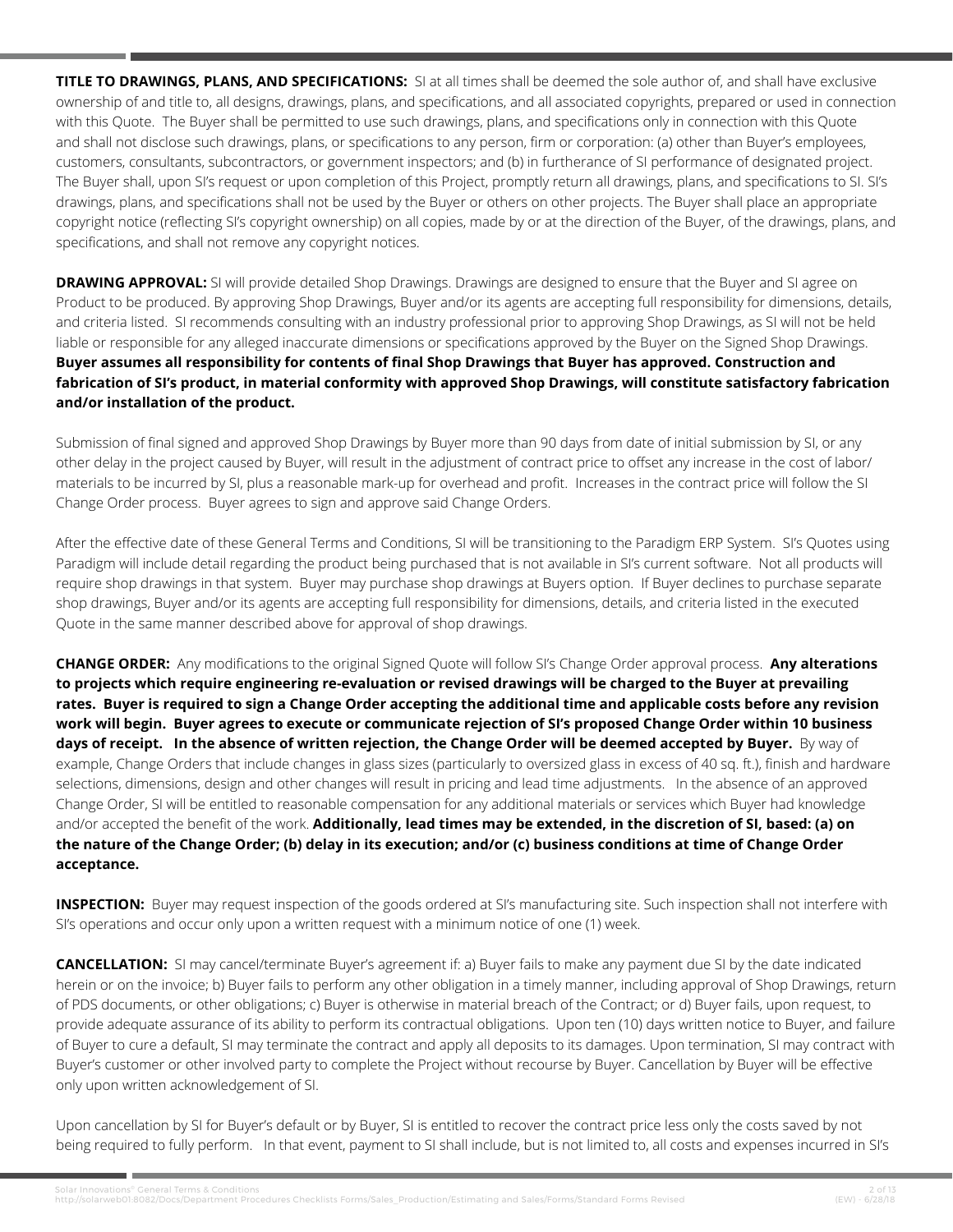**TITLE TO DRAWINGS, PLANS, AND SPECIFICATIONS:** SI at all times shall be deemed the sole author of, and shall have exclusive ownership of and title to, all designs, drawings, plans, and specifications, and all associated copyrights, prepared or used in connection with this Quote. The Buyer shall be permitted to use such drawings, plans, and specifications only in connection with this Quote and shall not disclose such drawings, plans, or specifications to any person, firm or corporation: (a) other than Buyer's employees, customers, consultants, subcontractors, or government inspectors; and (b) in furtherance of SI performance of designated project. The Buyer shall, upon SI's request or upon completion of this Project, promptly return all drawings, plans, and specifications to SI. SI's drawings, plans, and specifications shall not be used by the Buyer or others on other projects. The Buyer shall place an appropriate copyright notice (reflecting SI's copyright ownership) on all copies, made by or at the direction of the Buyer, of the drawings, plans, and specifications, and shall not remove any copyright notices.

**DRAWING APPROVAL:** SI will provide detailed Shop Drawings. Drawings are designed to ensure that the Buyer and SI agree on Product to be produced. By approving Shop Drawings, Buyer and/or its agents are accepting full responsibility for dimensions, details, and criteria listed. SI recommends consulting with an industry professional prior to approving Shop Drawings, as SI will not be held liable or responsible for any alleged inaccurate dimensions or specifications approved by the Buyer on the Signed Shop Drawings. **Buyer assumes all responsibility for contents of final Shop Drawings that Buyer has approved. Construction and fabrication of SI's product, in material conformity with approved Shop Drawings, will constitute satisfactory fabrication and/or installation of the product.**

Submission of final signed and approved Shop Drawings by Buyer more than 90 days from date of initial submission by SI, or any other delay in the project caused by Buyer, will result in the adjustment of contract price to offset any increase in the cost of labor/ materials to be incurred by SI, plus a reasonable mark-up for overhead and profit. Increases in the contract price will follow the SI Change Order process. Buyer agrees to sign and approve said Change Orders.

After the effective date of these General Terms and Conditions, SI will be transitioning to the Paradigm ERP System. SI's Quotes using Paradigm will include detail regarding the product being purchased that is not available in SI's current software. Not all products will require shop drawings in that system. Buyer may purchase shop drawings at Buyers option. If Buyer declines to purchase separate shop drawings, Buyer and/or its agents are accepting full responsibility for dimensions, details, and criteria listed in the executed Quote in the same manner described above for approval of shop drawings.

**CHANGE ORDER:** Any modifications to the original Signed Quote will follow SI's Change Order approval process. **Any alterations to projects which require engineering re-evaluation or revised drawings will be charged to the Buyer at prevailing rates. Buyer is required to sign a Change Order accepting the additional time and applicable costs before any revision work will begin. Buyer agrees to execute or communicate rejection of SI's proposed Change Order within 10 business days of receipt. In the absence of written rejection, the Change Order will be deemed accepted by Buyer.** By way of example, Change Orders that include changes in glass sizes (particularly to oversized glass in excess of 40 sq. ft.), finish and hardware selections, dimensions, design and other changes will result in pricing and lead time adjustments. In the absence of an approved Change Order, SI will be entitled to reasonable compensation for any additional materials or services which Buyer had knowledge and/or accepted the benefit of the work. **Additionally, lead times may be extended, in the discretion of SI, based: (a) on the nature of the Change Order; (b) delay in its execution; and/or (c) business conditions at time of Change Order acceptance.**

**INSPECTION:** Buyer may request inspection of the goods ordered at SI's manufacturing site. Such inspection shall not interfere with SI's operations and occur only upon a written request with a minimum notice of one (1) week.

**CANCELLATION:** SI may cancel/terminate Buyer's agreement if: a) Buyer fails to make any payment due SI by the date indicated herein or on the invoice; b) Buyer fails to perform any other obligation in a timely manner, including approval of Shop Drawings, return of PDS documents, or other obligations; c) Buyer is otherwise in material breach of the Contract; or d) Buyer fails, upon request, to provide adequate assurance of its ability to perform its contractual obligations. Upon ten (10) days written notice to Buyer, and failure of Buyer to cure a default, SI may terminate the contract and apply all deposits to its damages. Upon termination, SI may contract with Buyer's customer or other involved party to complete the Project without recourse by Buyer. Cancellation by Buyer will be effective only upon written acknowledgement of SI.

Upon cancellation by SI for Buyer's default or by Buyer, SI is entitled to recover the contract price less only the costs saved by not being required to fully perform. In that event, payment to SI shall include, but is not limited to, all costs and expenses incurred in SI's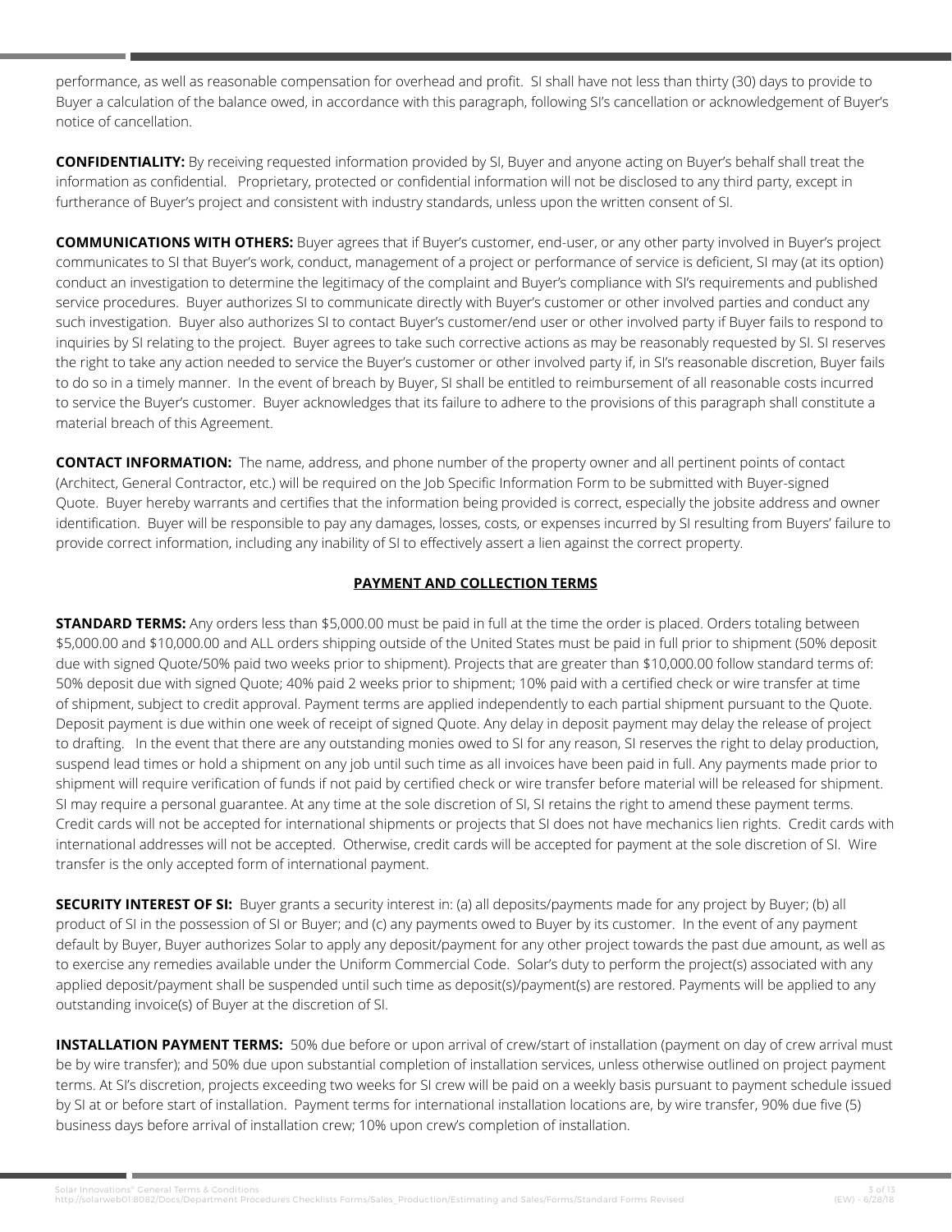performance, as well as reasonable compensation for overhead and profit. SI shall have not less than thirty (30) days to provide to Buyer a calculation of the balance owed, in accordance with this paragraph, following SI's cancellation or acknowledgement of Buyer's notice of cancellation.

**CONFIDENTIALITY:** By receiving requested information provided by SI, Buyer and anyone acting on Buyer's behalf shall treat the information as confidential. Proprietary, protected or confidential information will not be disclosed to any third party, except in furtherance of Buyer's project and consistent with industry standards, unless upon the written consent of SI.

**COMMUNICATIONS WITH OTHERS:** Buyer agrees that if Buyer's customer, end-user, or any other party involved in Buyer's project communicates to SI that Buyer's work, conduct, management of a project or performance of service is deficient, SI may (at its option) conduct an investigation to determine the legitimacy of the complaint and Buyer's compliance with SI's requirements and published service procedures. Buyer authorizes SI to communicate directly with Buyer's customer or other involved parties and conduct any such investigation. Buyer also authorizes SI to contact Buyer's customer/end user or other involved party if Buyer fails to respond to inquiries by SI relating to the project. Buyer agrees to take such corrective actions as may be reasonably requested by SI. SI reserves the right to take any action needed to service the Buyer's customer or other involved party if, in SI's reasonable discretion, Buyer fails to do so in a timely manner. In the event of breach by Buyer, SI shall be entitled to reimbursement of all reasonable costs incurred to service the Buyer's customer. Buyer acknowledges that its failure to adhere to the provisions of this paragraph shall constitute a material breach of this Agreement.

**CONTACT INFORMATION:** The name, address, and phone number of the property owner and all pertinent points of contact (Architect, General Contractor, etc.) will be required on the Job Specific Information Form to be submitted with Buyer-signed Quote. Buyer hereby warrants and certifies that the information being provided is correct, especially the jobsite address and owner identification. Buyer will be responsible to pay any damages, losses, costs, or expenses incurred by SI resulting from Buyers' failure to provide correct information, including any inability of SI to effectively assert a lien against the correct property.

## PAYMENT AND COLLECTION TERMS

**STANDARD TERMS:** Any orders less than $5,000.00 must be paid in full at the time the order is placed. Orders totaling between $5,000.00 and $10,000.00 and ALL orders shipping outside of the United States must be paid in full prior to shipment (50% deposit due with signed Quote/50% paid two weeks prior to shipment). Projects that are greater than $10,000.00 follow standard terms of: 50% deposit due with signed Quote; 40% paid 2 weeks prior to shipment; 10% paid with a certified check or wire transfer at time of shipment, subject to credit approval. Payment terms are applied independently to each partial shipment pursuant to the Quote. Deposit payment is due within one week of receipt of signed Quote. Any delay in deposit payment may delay the release of project to drafting. In the event that there are any outstanding monies owed to SI for any reason, SI reserves the right to delay production, suspend lead times or hold a shipment on any job until such time as all invoices have been paid in full. Any payments made prior to shipment will require verification of funds if not paid by certified check or wire transfer before material will be released for shipment. SI may require a personal guarantee. At any time at the sole discretion of SI, SI retains the right to amend these payment terms. Credit cards will not be accepted for international shipments or projects that SI does not have mechanics lien rights. Credit cards with international addresses will not be accepted. Otherwise, credit cards will be accepted for payment at the sole discretion of SI. Wire transfer is the only accepted form of international payment.

**SECURITY INTEREST OF SI:** Buyer grants a security interest in: (a) all deposits/payments made for any project by Buyer; (b) all product of SI in the possession of SI or Buyer; and (c) any payments owed to Buyer by its customer. In the event of any payment default by Buyer, Buyer authorizes Solar to apply any deposit/payment for any other project towards the past due amount, as well as to exercise any remedies available under the Uniform Commercial Code. Solar's duty to perform the project(s) associated with any applied deposit/payment shall be suspended until such time as deposit(s)/payment(s) are restored. Payments will be applied to any outstanding invoice(s) of Buyer at the discretion of SI.

**INSTALLATION PAYMENT TERMS:** 50% due before or upon arrival of crew/start of installation (payment on day of crew arrival must be by wire transfer); and 50% due upon substantial completion of installation services, unless otherwise outlined on project payment terms. At SI's discretion, projects exceeding two weeks for SI crew will be paid on a weekly basis pursuant to payment schedule issued by SI at or before start of installation. Payment terms for international installation locations are, by wire transfer, 90% due five (5) business days before arrival of installation crew; 10% upon crew's completion of installation.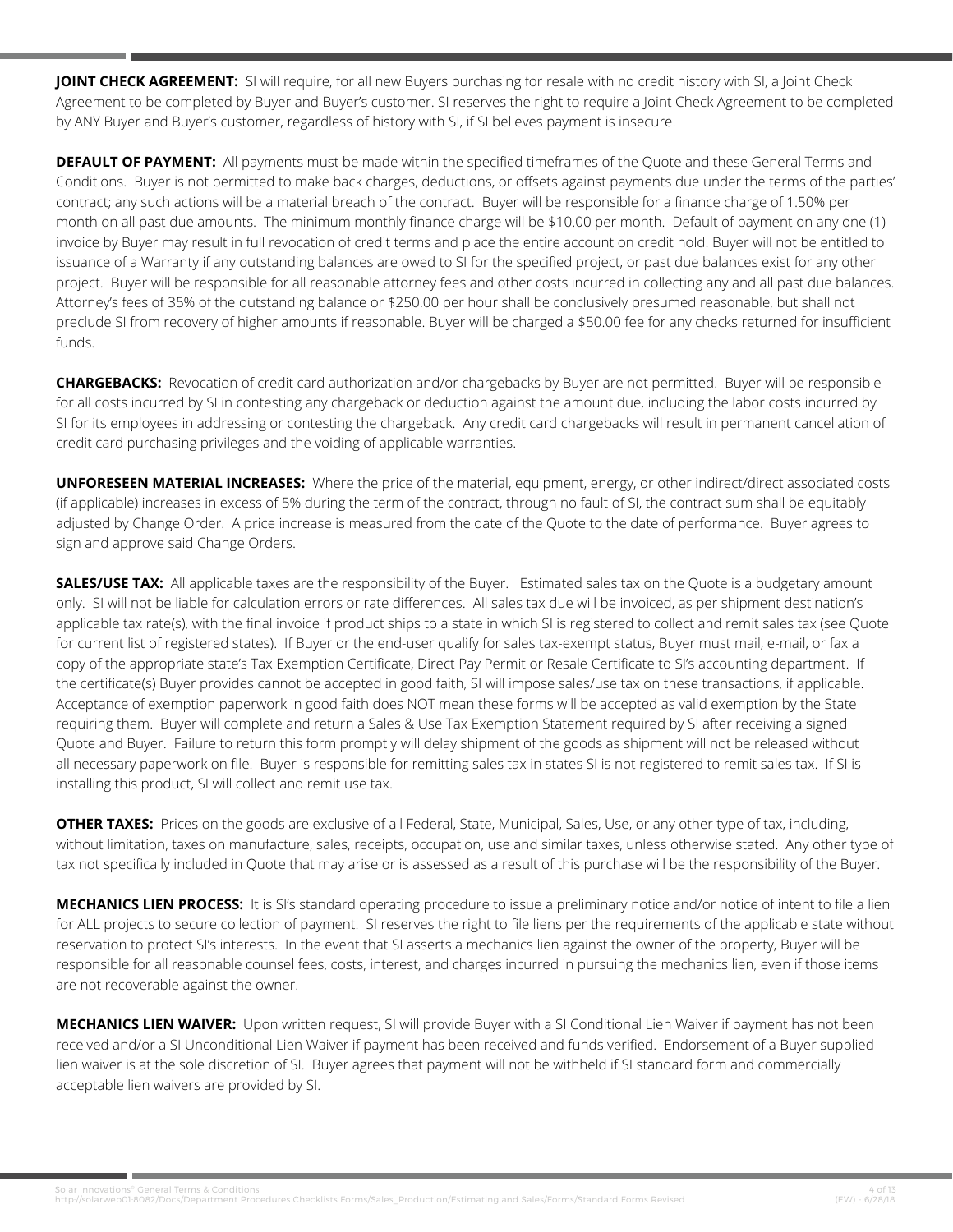**JOINT CHECK AGREEMENT:** SI will require, for all new Buyers purchasing for resale with no credit history with SI, a Joint Check Agreement to be completed by Buyer and Buyer's customer. SI reserves the right to require a Joint Check Agreement to be completed by ANY Buyer and Buyer's customer, regardless of history with SI, if SI believes payment is insecure.

**DEFAULT OF PAYMENT:** All payments must be made within the specified timeframes of the Quote and these General Terms and Conditions. Buyer is not permitted to make back charges, deductions, or offsets against payments due under the terms of the parties' contract; any such actions will be a material breach of the contract. Buyer will be responsible for a finance charge of 1.50% per month on all past due amounts. The minimum monthly finance charge will be $10.00 per month. Default of payment on any one (1) invoice by Buyer may result in full revocation of credit terms and place the entire account on credit hold. Buyer will not be entitled to issuance of a Warranty if any outstanding balances are owed to SI for the specified project, or past due balances exist for any other project. Buyer will be responsible for all reasonable attorney fees and other costs incurred in collecting any and all past due balances. Attorney's fees of 35% of the outstanding balance or $250.00 per hour shall be conclusively presumed reasonable, but shall not preclude SI from recovery of higher amounts if reasonable. Buyer will be charged a $50.00 fee for any checks returned for insufficient funds.

**CHARGEBACKS:** Revocation of credit card authorization and/or chargebacks by Buyer are not permitted. Buyer will be responsible for all costs incurred by SI in contesting any chargeback or deduction against the amount due, including the labor costs incurred by SI for its employees in addressing or contesting the chargeback. Any credit card chargebacks will result in permanent cancellation of credit card purchasing privileges and the voiding of applicable warranties.

**UNFORESEEN MATERIAL INCREASES:** Where the price of the material, equipment, energy, or other indirect/direct associated costs (if applicable) increases in excess of 5% during the term of the contract, through no fault of SI, the contract sum shall be equitably adjusted by Change Order. A price increase is measured from the date of the Quote to the date of performance. Buyer agrees to sign and approve said Change Orders.

**SALES/USE TAX:** All applicable taxes are the responsibility of the Buyer. Estimated sales tax on the Quote is a budgetary amount only. SI will not be liable for calculation errors or rate differences. All sales tax due will be invoiced, as per shipment destination's applicable tax rate(s), with the final invoice if product ships to a state in which SI is registered to collect and remit sales tax (see Quote for current list of registered states). If Buyer or the end-user qualify for sales tax-exempt status, Buyer must mail, e-mail, or fax a copy of the appropriate state's Tax Exemption Certificate, Direct Pay Permit or Resale Certificate to SI's accounting department. If the certificate(s) Buyer provides cannot be accepted in good faith, SI will impose sales/use tax on these transactions, if applicable. Acceptance of exemption paperwork in good faith does NOT mean these forms will be accepted as valid exemption by the State requiring them. Buyer will complete and return a Sales & Use Tax Exemption Statement required by SI after receiving a signed Quote and Buyer. Failure to return this form promptly will delay shipment of the goods as shipment will not be released without all necessary paperwork on file. Buyer is responsible for remitting sales tax in states SI is not registered to remit sales tax. If SI is installing this product, SI will collect and remit use tax.

**OTHER TAXES:** Prices on the goods are exclusive of all Federal, State, Municipal, Sales, Use, or any other type of tax, including, without limitation, taxes on manufacture, sales, receipts, occupation, use and similar taxes, unless otherwise stated. Any other type of tax not specifically included in Quote that may arise or is assessed as a result of this purchase will be the responsibility of the Buyer.

**MECHANICS LIEN PROCESS:** It is SI's standard operating procedure to issue a preliminary notice and/or notice of intent to file a lien for ALL projects to secure collection of payment. SI reserves the right to file liens per the requirements of the applicable state without reservation to protect SI's interests. In the event that SI asserts a mechanics lien against the owner of the property, Buyer will be responsible for all reasonable counsel fees, costs, interest, and charges incurred in pursuing the mechanics lien, even if those items are not recoverable against the owner.

**MECHANICS LIEN WAIVER:** Upon written request, SI will provide Buyer with a SI Conditional Lien Waiver if payment has not been received and/or a SI Unconditional Lien Waiver if payment has been received and funds verified. Endorsement of a Buyer supplied lien waiver is at the sole discretion of SI. Buyer agrees that payment will not be withheld if SI standard form and commercially acceptable lien waivers are provided by SI.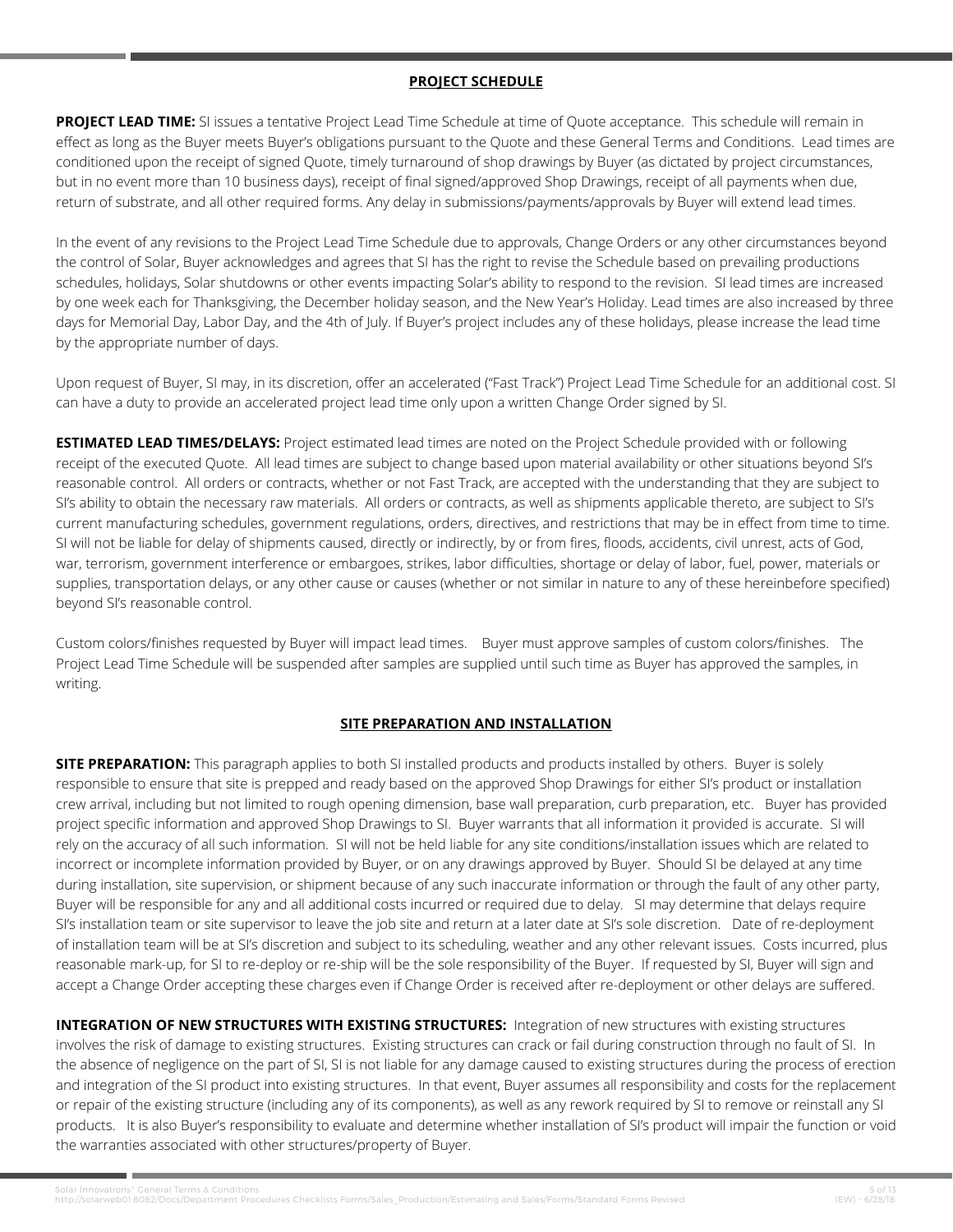## PROJECT SCHEDULE

**PROJECT LEAD TIME:** SI issues a tentative Project Lead Time Schedule at time of Quote acceptance. This schedule will remain in effect as long as the Buyer meets Buyer's obligations pursuant to the Quote and these General Terms and Conditions. Lead times are conditioned upon the receipt of signed Quote, timely turnaround of shop drawings by Buyer (as dictated by project circumstances, but in no event more than 10 business days), receipt of final signed/approved Shop Drawings, receipt of all payments when due, return of substrate, and all other required forms. Any delay in submissions/payments/approvals by Buyer will extend lead times.

In the event of any revisions to the Project Lead Time Schedule due to approvals, Change Orders or any other circumstances beyond the control of Solar, Buyer acknowledges and agrees that SI has the right to revise the Schedule based on prevailing productions schedules, holidays, Solar shutdowns or other events impacting Solar's ability to respond to the revision. SI lead times are increased by one week each for Thanksgiving, the December holiday season, and the New Year's Holiday. Lead times are also increased by three days for Memorial Day, Labor Day, and the 4th of July. If Buyer's project includes any of these holidays, please increase the lead time by the appropriate number of days.

Upon request of Buyer, SI may, in its discretion, offer an accelerated ("Fast Track") Project Lead Time Schedule for an additional cost. SI can have a duty to provide an accelerated project lead time only upon a written Change Order signed by SI.

**ESTIMATED LEAD TIMES/DELAYS:** Project estimated lead times are noted on the Project Schedule provided with or following receipt of the executed Quote. All lead times are subject to change based upon material availability or other situations beyond SI's reasonable control. All orders or contracts, whether or not Fast Track, are accepted with the understanding that they are subject to SI's ability to obtain the necessary raw materials. All orders or contracts, as well as shipments applicable thereto, are subject to SI's current manufacturing schedules, government regulations, orders, directives, and restrictions that may be in effect from time to time. SI will not be liable for delay of shipments caused, directly or indirectly, by or from fires, floods, accidents, civil unrest, acts of God, war, terrorism, government interference or embargoes, strikes, labor difficulties, shortage or delay of labor, fuel, power, materials or supplies, transportation delays, or any other cause or causes (whether or not similar in nature to any of these hereinbefore specified) beyond SI's reasonable control.

Custom colors/finishes requested by Buyer will impact lead times. Buyer must approve samples of custom colors/finishes. The Project Lead Time Schedule will be suspended after samples are supplied until such time as Buyer has approved the samples, in writing.

## SITE PREPARATION AND INSTALLATION

**SITE PREPARATION:** This paragraph applies to both SI installed products and products installed by others. Buyer is solely responsible to ensure that site is prepped and ready based on the approved Shop Drawings for either SI's product or installation crew arrival, including but not limited to rough opening dimension, base wall preparation, curb preparation, etc. Buyer has provided project specific information and approved Shop Drawings to SI. Buyer warrants that all information it provided is accurate. SI will rely on the accuracy of all such information. SI will not be held liable for any site conditions/installation issues which are related to incorrect or incomplete information provided by Buyer, or on any drawings approved by Buyer. Should SI be delayed at any time during installation, site supervision, or shipment because of any such inaccurate information or through the fault of any other party, Buyer will be responsible for any and all additional costs incurred or required due to delay. SI may determine that delays require SI's installation team or site supervisor to leave the job site and return at a later date at SI's sole discretion. Date of re-deployment of installation team will be at SI's discretion and subject to its scheduling, weather and any other relevant issues. Costs incurred, plus reasonable mark-up, for SI to re-deploy or re-ship will be the sole responsibility of the Buyer. If requested by SI, Buyer will sign and accept a Change Order accepting these charges even if Change Order is received after re-deployment or other delays are suffered.

**INTEGRATION OF NEW STRUCTURES WITH EXISTING STRUCTURES:** Integration of new structures with existing structures involves the risk of damage to existing structures. Existing structures can crack or fail during construction through no fault of SI. In the absence of negligence on the part of SI, SI is not liable for any damage caused to existing structures during the process of erection and integration of the SI product into existing structures. In that event, Buyer assumes all responsibility and costs for the replacement or repair of the existing structure (including any of its components), as well as any rework required by SI to remove or reinstall any SI products. It is also Buyer's responsibility to evaluate and determine whether installation of SI's product will impair the function or void the warranties associated with other structures/property of Buyer.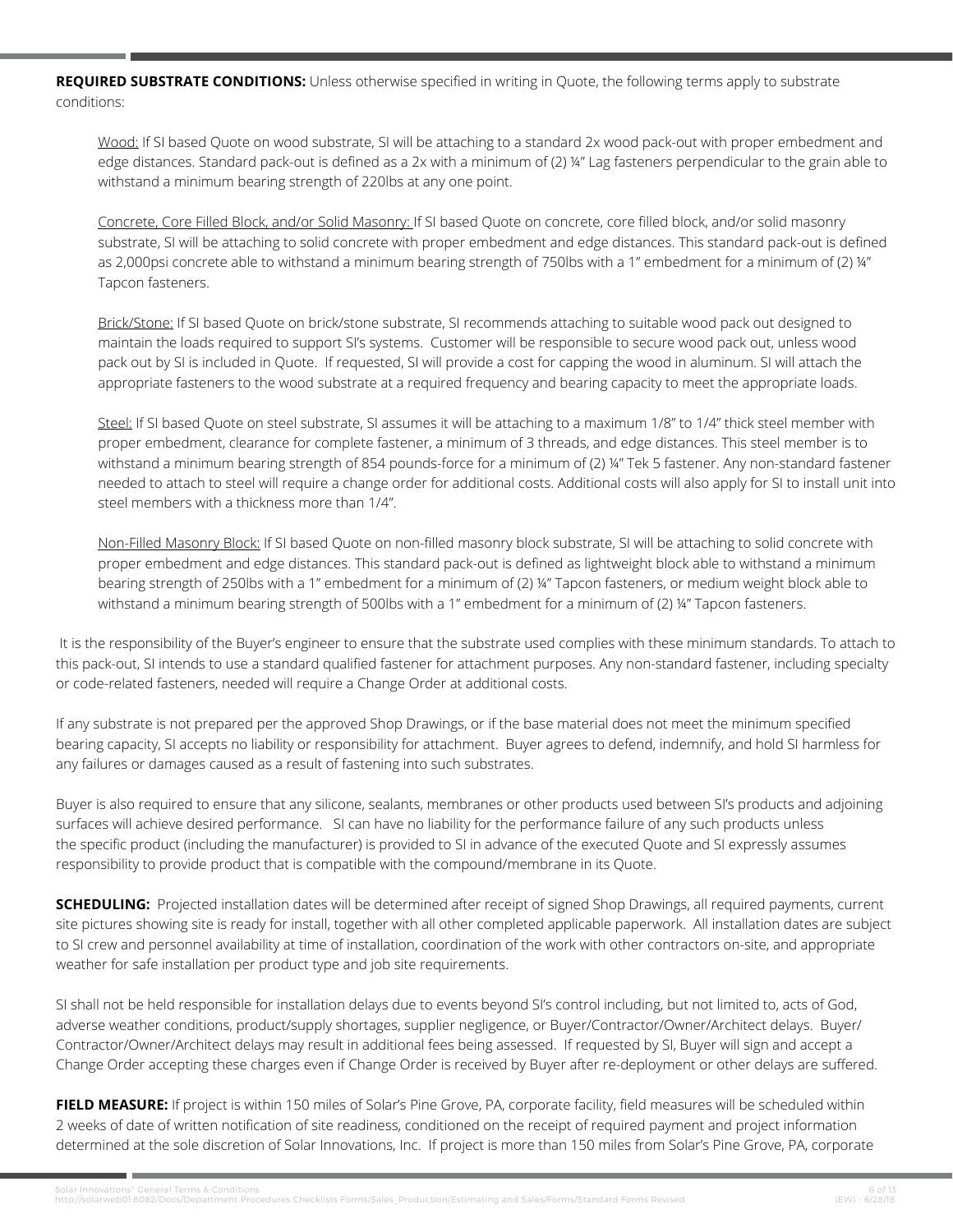**REQUIRED SUBSTRATE CONDITIONS:** Unless otherwise specified in writing in Quote, the following terms apply to substrate conditions:

> Wood: If SI based Quote on wood substrate, SI will be attaching to a standard 2x wood pack-out with proper embedment and edge distances. Standard pack-out is defined as a 2x with a minimum of (2) ¼" Lag fasteners perpendicular to the grain able to withstand a minimum bearing strength of 220lbs at any one point.
>
> Concrete, Core Filled Block, and/or Solid Masonry: If SI based Quote on concrete, core filled block, and/or solid masonry substrate, SI will be attaching to solid concrete with proper embedment and edge distances. This standard pack-out is defined as 2,000psi concrete able to withstand a minimum bearing strength of 750lbs with a 1" embedment for a minimum of (2) ¼" Tapcon fasteners.
>
> Brick/Stone: If SI based Quote on brick/stone substrate, SI recommends attaching to suitable wood pack out designed to maintain the loads required to support SI's systems. Customer will be responsible to secure wood pack out, unless wood pack out by SI is included in Quote. If requested, SI will provide a cost for capping the wood in aluminum. SI will attach the appropriate fasteners to the wood substrate at a required frequency and bearing capacity to meet the appropriate loads.
>
> Steel: If SI based Quote on steel substrate, SI assumes it will be attaching to a maximum 1/8" to 1/4" thick steel member with proper embedment, clearance for complete fastener, a minimum of 3 threads, and edge distances. This steel member is to withstand a minimum bearing strength of 854 pounds-force for a minimum of (2) ¼" Tek 5 fastener. Any non-standard fastener needed to attach to steel will require a change order for additional costs. Additional costs will also apply for SI to install unit into steel members with a thickness more than 1/4".
>
> Non-Filled Masonry Block: If SI based Quote on non-filled masonry block substrate, SI will be attaching to solid concrete with proper embedment and edge distances. This standard pack-out is defined as lightweight block able to withstand a minimum bearing strength of 250lbs with a 1" embedment for a minimum of (2) ¼" Tapcon fasteners, or medium weight block able to withstand a minimum bearing strength of 500lbs with a 1" embedment for a minimum of (2) ¼" Tapcon fasteners.

It is the responsibility of the Buyer's engineer to ensure that the substrate used complies with these minimum standards. To attach to this pack-out, SI intends to use a standard qualified fastener for attachment purposes. Any non-standard fastener, including specialty or code-related fasteners, needed will require a Change Order at additional costs.

If any substrate is not prepared per the approved Shop Drawings, or if the base material does not meet the minimum specified bearing capacity, SI accepts no liability or responsibility for attachment. Buyer agrees to defend, indemnify, and hold SI harmless for any failures or damages caused as a result of fastening into such substrates.

Buyer is also required to ensure that any silicone, sealants, membranes or other products used between SI's products and adjoining surfaces will achieve desired performance. SI can have no liability for the performance failure of any such products unless the specific product (including the manufacturer) is provided to SI in advance of the executed Quote and SI expressly assumes responsibility to provide product that is compatible with the compound/membrane in its Quote.

**SCHEDULING:** Projected installation dates will be determined after receipt of signed Shop Drawings, all required payments, current site pictures showing site is ready for install, together with all other completed applicable paperwork. All installation dates are subject to SI crew and personnel availability at time of installation, coordination of the work with other contractors on-site, and appropriate weather for safe installation per product type and job site requirements.

SI shall not be held responsible for installation delays due to events beyond SI's control including, but not limited to, acts of God, adverse weather conditions, product/supply shortages, supplier negligence, or Buyer/Contractor/Owner/Architect delays. Buyer/Contractor/Owner/Architect delays may result in additional fees being assessed. If requested by SI, Buyer will sign and accept a Change Order accepting these charges even if Change Order is received by Buyer after re-deployment or other delays are suffered.

**FIELD MEASURE:** If project is within 150 miles of Solar's Pine Grove, PA, corporate facility, field measures will be scheduled within 2 weeks of date of written notification of site readiness, conditioned on the receipt of required payment and project information determined at the sole discretion of Solar Innovations, Inc. If project is more than 150 miles from Solar's Pine Grove, PA, corporate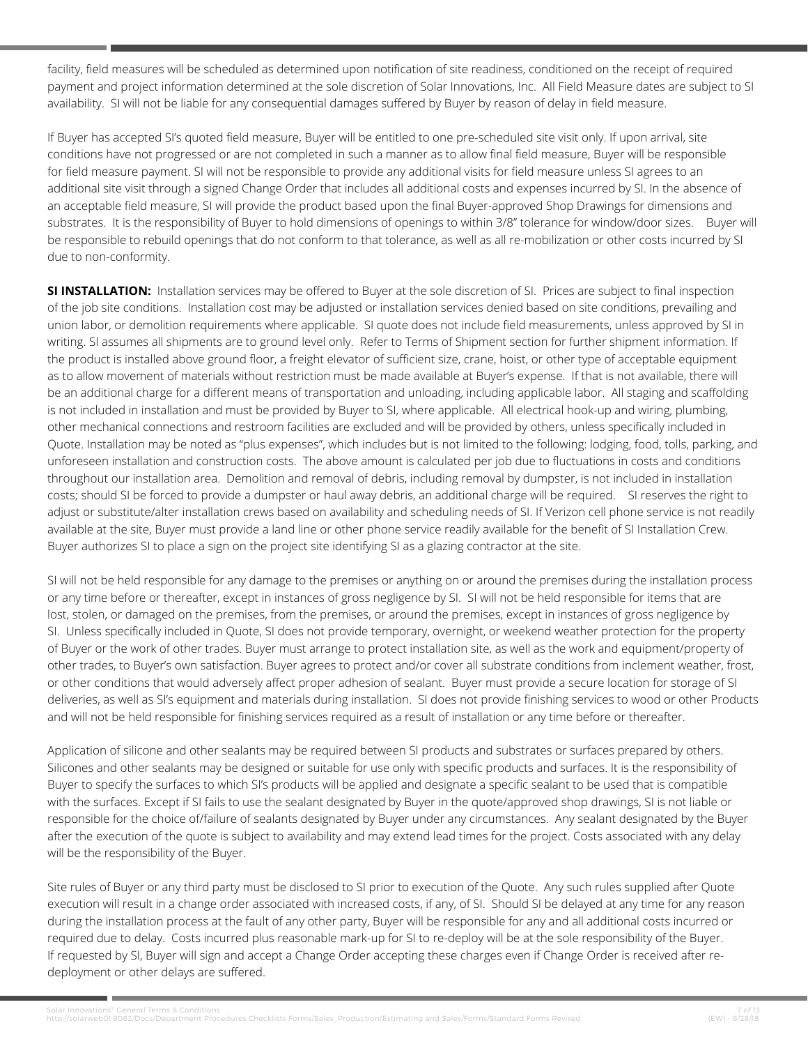facility, field measures will be scheduled as determined upon notification of site readiness, conditioned on the receipt of required payment and project information determined at the sole discretion of Solar Innovations, Inc. All Field Measure dates are subject to SI availability. SI will not be liable for any consequential damages suffered by Buyer by reason of delay in field measure.

If Buyer has accepted SI's quoted field measure, Buyer will be entitled to one pre-scheduled site visit only. If upon arrival, site conditions have not progressed or are not completed in such a manner as to allow final field measure, Buyer will be responsible for field measure payment. SI will not be responsible to provide any additional visits for field measure unless SI agrees to an additional site visit through a signed Change Order that includes all additional costs and expenses incurred by SI. In the absence of an acceptable field measure, SI will provide the product based upon the final Buyer-approved Shop Drawings for dimensions and substrates. It is the responsibility of Buyer to hold dimensions of openings to within 3/8" tolerance for window/door sizes. Buyer will be responsible to rebuild openings that do not conform to that tolerance, as well as all re-mobilization or other costs incurred by SI due to non-conformity.

**SI INSTALLATION:** Installation services may be offered to Buyer at the sole discretion of SI. Prices are subject to final inspection of the job site conditions. Installation cost may be adjusted or installation services denied based on site conditions, prevailing and union labor, or demolition requirements where applicable. SI quote does not include field measurements, unless approved by SI in writing. SI assumes all shipments are to ground level only. Refer to Terms of Shipment section for further shipment information. If the product is installed above ground floor, a freight elevator of sufficient size, crane, hoist, or other type of acceptable equipment as to allow movement of materials without restriction must be made available at Buyer's expense. If that is not available, there will be an additional charge for a different means of transportation and unloading, including applicable labor. All staging and scaffolding is not included in installation and must be provided by Buyer to SI, where applicable. All electrical hook-up and wiring, plumbing, other mechanical connections and restroom facilities are excluded and will be provided by others, unless specifically included in Quote. Installation may be noted as "plus expenses", which includes but is not limited to the following: lodging, food, tolls, parking, and unforeseen installation and construction costs. The above amount is calculated per job due to fluctuations in costs and conditions throughout our installation area. Demolition and removal of debris, including removal by dumpster, is not included in installation costs; should SI be forced to provide a dumpster or haul away debris, an additional charge will be required. SI reserves the right to adjust or substitute/alter installation crews based on availability and scheduling needs of SI. If Verizon cell phone service is not readily available at the site, Buyer must provide a land line or other phone service readily available for the benefit of SI Installation Crew. Buyer authorizes SI to place a sign on the project site identifying SI as a glazing contractor at the site.

SI will not be held responsible for any damage to the premises or anything on or around the premises during the installation process or any time before or thereafter, except in instances of gross negligence by SI. SI will not be held responsible for items that are lost, stolen, or damaged on the premises, from the premises, or around the premises, except in instances of gross negligence by SI. Unless specifically included in Quote, SI does not provide temporary, overnight, or weekend weather protection for the property of Buyer or the work of other trades. Buyer must arrange to protect installation site, as well as the work and equipment/property of other trades, to Buyer's own satisfaction. Buyer agrees to protect and/or cover all substrate conditions from inclement weather, frost, or other conditions that would adversely affect proper adhesion of sealant. Buyer must provide a secure location for storage of SI deliveries, as well as SI's equipment and materials during installation. SI does not provide finishing services to wood or other Products and will not be held responsible for finishing services required as a result of installation or any time before or thereafter.

Application of silicone and other sealants may be required between SI products and substrates or surfaces prepared by others. Silicones and other sealants may be designed or suitable for use only with specific products and surfaces. It is the responsibility of Buyer to specify the surfaces to which SI's products will be applied and designate a specific sealant to be used that is compatible with the surfaces. Except if SI fails to use the sealant designated by Buyer in the quote/approved shop drawings, SI is not liable or responsible for the choice of/failure of sealants designated by Buyer under any circumstances. Any sealant designated by the Buyer after the execution of the quote is subject to availability and may extend lead times for the project. Costs associated with any delay will be the responsibility of the Buyer.

Site rules of Buyer or any third party must be disclosed to SI prior to execution of the Quote. Any such rules supplied after Quote execution will result in a change order associated with increased costs, if any, of SI. Should SI be delayed at any time for any reason during the installation process at the fault of any other party, Buyer will be responsible for any and all additional costs incurred or required due to delay. Costs incurred plus reasonable mark-up for SI to re-deploy will be at the sole responsibility of the Buyer. If requested by SI, Buyer will sign and accept a Change Order accepting these charges even if Change Order is received after re-deployment or other delays are suffered.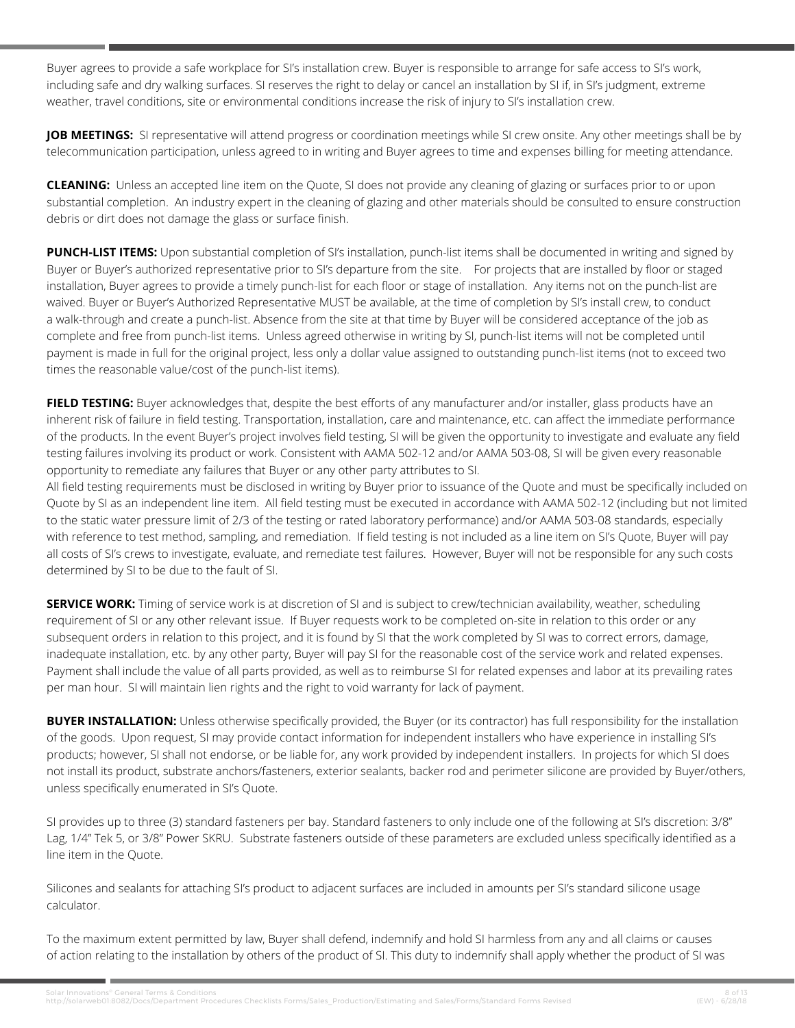Buyer agrees to provide a safe workplace for SI's installation crew. Buyer is responsible to arrange for safe access to SI's work, including safe and dry walking surfaces. SI reserves the right to delay or cancel an installation by SI if, in SI's judgment, extreme weather, travel conditions, site or environmental conditions increase the risk of injury to SI's installation crew.

**JOB MEETINGS:** SI representative will attend progress or coordination meetings while SI crew onsite. Any other meetings shall be by telecommunication participation, unless agreed to in writing and Buyer agrees to time and expenses billing for meeting attendance.

**CLEANING:** Unless an accepted line item on the Quote, SI does not provide any cleaning of glazing or surfaces prior to or upon substantial completion. An industry expert in the cleaning of glazing and other materials should be consulted to ensure construction debris or dirt does not damage the glass or surface finish.

**PUNCH-LIST ITEMS:** Upon substantial completion of SI's installation, punch-list items shall be documented in writing and signed by Buyer or Buyer's authorized representative prior to SI's departure from the site. For projects that are installed by floor or staged installation, Buyer agrees to provide a timely punch-list for each floor or stage of installation. Any items not on the punch-list are waived. Buyer or Buyer's Authorized Representative MUST be available, at the time of completion by SI's install crew, to conduct a walk-through and create a punch-list. Absence from the site at that time by Buyer will be considered acceptance of the job as complete and free from punch-list items. Unless agreed otherwise in writing by SI, punch-list items will not be completed until payment is made in full for the original project, less only a dollar value assigned to outstanding punch-list items (not to exceed two times the reasonable value/cost of the punch-list items).

**FIELD TESTING:** Buyer acknowledges that, despite the best efforts of any manufacturer and/or installer, glass products have an inherent risk of failure in field testing. Transportation, installation, care and maintenance, etc. can affect the immediate performance of the products. In the event Buyer's project involves field testing, SI will be given the opportunity to investigate and evaluate any field testing failures involving its product or work. Consistent with AAMA 502-12 and/or AAMA 503-08, SI will be given every reasonable opportunity to remediate any failures that Buyer or any other party attributes to SI.
All field testing requirements must be disclosed in writing by Buyer prior to issuance of the Quote and must be specifically included on Quote by SI as an independent line item. All field testing must be executed in accordance with AAMA 502-12 (including but not limited to the static water pressure limit of 2/3 of the testing or rated laboratory performance) and/or AAMA 503-08 standards, especially with reference to test method, sampling, and remediation. If field testing is not included as a line item on SI's Quote, Buyer will pay all costs of SI's crews to investigate, evaluate, and remediate test failures. However, Buyer will not be responsible for any such costs determined by SI to be due to the fault of SI.

**SERVICE WORK:** Timing of service work is at discretion of SI and is subject to crew/technician availability, weather, scheduling requirement of SI or any other relevant issue. If Buyer requests work to be completed on-site in relation to this order or any subsequent orders in relation to this project, and it is found by SI that the work completed by SI was to correct errors, damage, inadequate installation, etc. by any other party, Buyer will pay SI for the reasonable cost of the service work and related expenses. Payment shall include the value of all parts provided, as well as to reimburse SI for related expenses and labor at its prevailing rates per man hour. SI will maintain lien rights and the right to void warranty for lack of payment.

**BUYER INSTALLATION:** Unless otherwise specifically provided, the Buyer (or its contractor) has full responsibility for the installation of the goods. Upon request, SI may provide contact information for independent installers who have experience in installing SI's products; however, SI shall not endorse, or be liable for, any work provided by independent installers. In projects for which SI does not install its product, substrate anchors/fasteners, exterior sealants, backer rod and perimeter silicone are provided by Buyer/others, unless specifically enumerated in SI's Quote.

SI provides up to three (3) standard fasteners per bay. Standard fasteners to only include one of the following at SI's discretion: 3/8" Lag, 1/4" Tek 5, or 3/8" Power SKRU. Substrate fasteners outside of these parameters are excluded unless specifically identified as a line item in the Quote.

Silicones and sealants for attaching SI's product to adjacent surfaces are included in amounts per SI's standard silicone usage calculator.

To the maximum extent permitted by law, Buyer shall defend, indemnify and hold SI harmless from any and all claims or causes of action relating to the installation by others of the product of SI. This duty to indemnify shall apply whether the product of SI was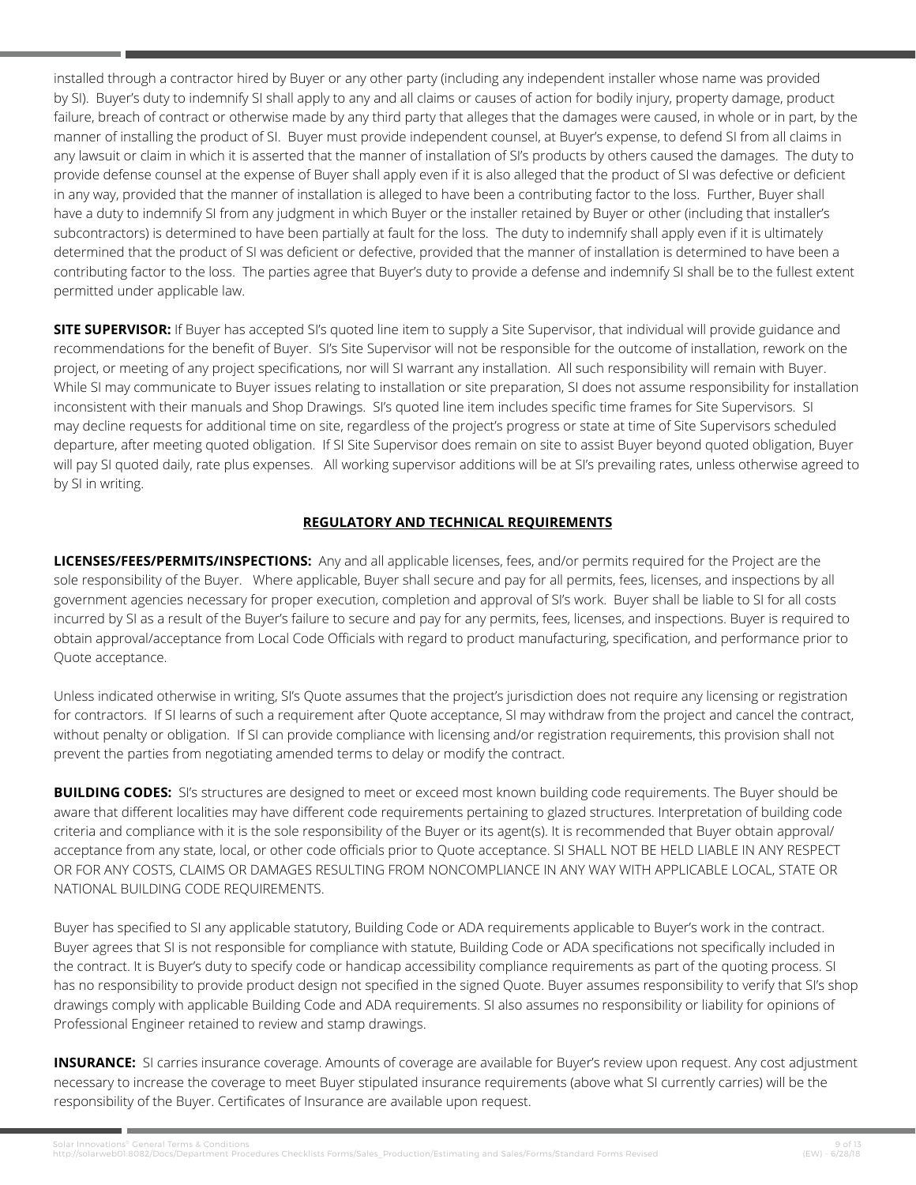installed through a contractor hired by Buyer or any other party (including any independent installer whose name was provided by SI). Buyer's duty to indemnify SI shall apply to any and all claims or causes of action for bodily injury, property damage, product failure, breach of contract or otherwise made by any third party that alleges that the damages were caused, in whole or in part, by the manner of installing the product of SI. Buyer must provide independent counsel, at Buyer's expense, to defend SI from all claims in any lawsuit or claim in which it is asserted that the manner of installation of SI's products by others caused the damages. The duty to provide defense counsel at the expense of Buyer shall apply even if it is also alleged that the product of SI was defective or deficient in any way, provided that the manner of installation is alleged to have been a contributing factor to the loss. Further, Buyer shall have a duty to indemnify SI from any judgment in which Buyer or the installer retained by Buyer or other (including that installer's subcontractors) is determined to have been partially at fault for the loss. The duty to indemnify shall apply even if it is ultimately determined that the product of SI was deficient or defective, provided that the manner of installation is determined to have been a contributing factor to the loss. The parties agree that Buyer's duty to provide a defense and indemnify SI shall be to the fullest extent permitted under applicable law.

**SITE SUPERVISOR:** If Buyer has accepted SI's quoted line item to supply a Site Supervisor, that individual will provide guidance and recommendations for the benefit of Buyer. SI's Site Supervisor will not be responsible for the outcome of installation, rework on the project, or meeting of any project specifications, nor will SI warrant any installation. All such responsibility will remain with Buyer. While SI may communicate to Buyer issues relating to installation or site preparation, SI does not assume responsibility for installation inconsistent with their manuals and Shop Drawings. SI's quoted line item includes specific time frames for Site Supervisors. SI may decline requests for additional time on site, regardless of the project's progress or state at time of Site Supervisors scheduled departure, after meeting quoted obligation. If SI Site Supervisor does remain on site to assist Buyer beyond quoted obligation, Buyer will pay SI quoted daily, rate plus expenses. All working supervisor additions will be at SI's prevailing rates, unless otherwise agreed to by SI in writing.

## REGULATORY AND TECHNICAL REQUIREMENTS

**LICENSES/FEES/PERMITS/INSPECTIONS:** Any and all applicable licenses, fees, and/or permits required for the Project are the sole responsibility of the Buyer. Where applicable, Buyer shall secure and pay for all permits, fees, licenses, and inspections by all government agencies necessary for proper execution, completion and approval of SI's work. Buyer shall be liable to SI for all costs incurred by SI as a result of the Buyer's failure to secure and pay for any permits, fees, licenses, and inspections. Buyer is required to obtain approval/acceptance from Local Code Officials with regard to product manufacturing, specification, and performance prior to Quote acceptance.

Unless indicated otherwise in writing, SI's Quote assumes that the project's jurisdiction does not require any licensing or registration for contractors. If SI learns of such a requirement after Quote acceptance, SI may withdraw from the project and cancel the contract, without penalty or obligation. If SI can provide compliance with licensing and/or registration requirements, this provision shall not prevent the parties from negotiating amended terms to delay or modify the contract.

**BUILDING CODES:** SI's structures are designed to meet or exceed most known building code requirements. The Buyer should be aware that different localities may have different code requirements pertaining to glazed structures. Interpretation of building code criteria and compliance with it is the sole responsibility of the Buyer or its agent(s). It is recommended that Buyer obtain approval/acceptance from any state, local, or other code officials prior to Quote acceptance. SI SHALL NOT BE HELD LIABLE IN ANY RESPECT OR FOR ANY COSTS, CLAIMS OR DAMAGES RESULTING FROM NONCOMPLIANCE IN ANY WAY WITH APPLICABLE LOCAL, STATE OR NATIONAL BUILDING CODE REQUIREMENTS.

Buyer has specified to SI any applicable statutory, Building Code or ADA requirements applicable to Buyer's work in the contract. Buyer agrees that SI is not responsible for compliance with statute, Building Code or ADA specifications not specifically included in the contract. It is Buyer's duty to specify code or handicap accessibility compliance requirements as part of the quoting process. SI has no responsibility to provide product design not specified in the signed Quote. Buyer assumes responsibility to verify that SI's shop drawings comply with applicable Building Code and ADA requirements. SI also assumes no responsibility or liability for opinions of Professional Engineer retained to review and stamp drawings.

**INSURANCE:** SI carries insurance coverage. Amounts of coverage are available for Buyer's review upon request. Any cost adjustment necessary to increase the coverage to meet Buyer stipulated insurance requirements (above what SI currently carries) will be the responsibility of the Buyer. Certificates of Insurance are available upon request.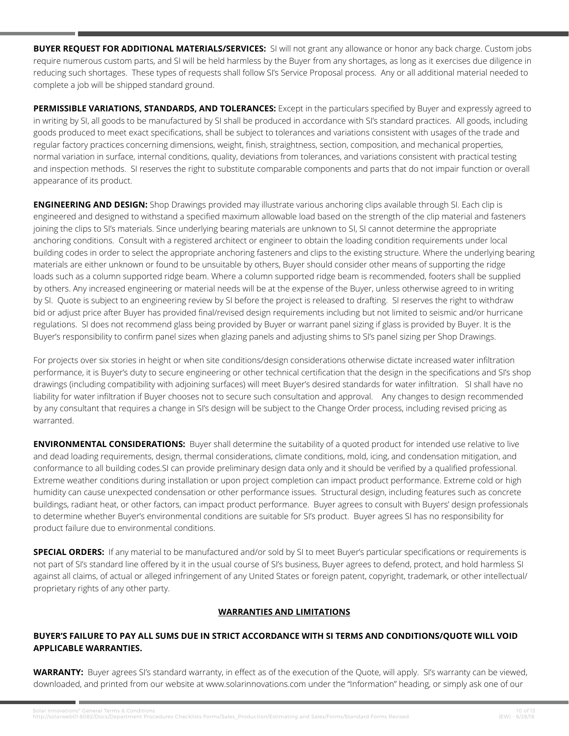**BUYER REQUEST FOR ADDITIONAL MATERIALS/SERVICES:** SI will not grant any allowance or honor any back charge. Custom jobs require numerous custom parts, and SI will be held harmless by the Buyer from any shortages, as long as it exercises due diligence in reducing such shortages. These types of requests shall follow SI's Service Proposal process. Any or all additional material needed to complete a job will be shipped standard ground.

**PERMISSIBLE VARIATIONS, STANDARDS, AND TOLERANCES:** Except in the particulars specified by Buyer and expressly agreed to in writing by SI, all goods to be manufactured by SI shall be produced in accordance with SI's standard practices. All goods, including goods produced to meet exact specifications, shall be subject to tolerances and variations consistent with usages of the trade and regular factory practices concerning dimensions, weight, finish, straightness, section, composition, and mechanical properties, normal variation in surface, internal conditions, quality, deviations from tolerances, and variations consistent with practical testing and inspection methods. SI reserves the right to substitute comparable components and parts that do not impair function or overall appearance of its product.

**ENGINEERING AND DESIGN:** Shop Drawings provided may illustrate various anchoring clips available through SI. Each clip is engineered and designed to withstand a specified maximum allowable load based on the strength of the clip material and fasteners joining the clips to SI's materials. Since underlying bearing materials are unknown to SI, SI cannot determine the appropriate anchoring conditions. Consult with a registered architect or engineer to obtain the loading condition requirements under local building codes in order to select the appropriate anchoring fasteners and clips to the existing structure. Where the underlying bearing materials are either unknown or found to be unsuitable by others, Buyer should consider other means of supporting the ridge loads such as a column supported ridge beam. Where a column supported ridge beam is recommended, footers shall be supplied by others. Any increased engineering or material needs will be at the expense of the Buyer, unless otherwise agreed to in writing by SI. Quote is subject to an engineering review by SI before the project is released to drafting. SI reserves the right to withdraw bid or adjust price after Buyer has provided final/revised design requirements including but not limited to seismic and/or hurricane regulations. SI does not recommend glass being provided by Buyer or warrant panel sizing if glass is provided by Buyer. It is the Buyer's responsibility to confirm panel sizes when glazing panels and adjusting shims to SI's panel sizing per Shop Drawings.

For projects over six stories in height or when site conditions/design considerations otherwise dictate increased water infiltration performance, it is Buyer's duty to secure engineering or other technical certification that the design in the specifications and SI's shop drawings (including compatibility with adjoining surfaces) will meet Buyer's desired standards for water infiltration. SI shall have no liability for water infiltration if Buyer chooses not to secure such consultation and approval. Any changes to design recommended by any consultant that requires a change in SI's design will be subject to the Change Order process, including revised pricing as warranted.

**ENVIRONMENTAL CONSIDERATIONS:** Buyer shall determine the suitability of a quoted product for intended use relative to live and dead loading requirements, design, thermal considerations, climate conditions, mold, icing, and condensation mitigation, and conformance to all building codes.SI can provide preliminary design data only and it should be verified by a qualified professional. Extreme weather conditions during installation or upon project completion can impact product performance. Extreme cold or high humidity can cause unexpected condensation or other performance issues. Structural design, including features such as concrete buildings, radiant heat, or other factors, can impact product performance. Buyer agrees to consult with Buyers' design professionals to determine whether Buyer's environmental conditions are suitable for SI's product. Buyer agrees SI has no responsibility for product failure due to environmental conditions.

**SPECIAL ORDERS:** If any material to be manufactured and/or sold by SI to meet Buyer's particular specifications or requirements is not part of SI's standard line offered by it in the usual course of SI's business, Buyer agrees to defend, protect, and hold harmless SI against all claims, of actual or alleged infringement of any United States or foreign patent, copyright, trademark, or other intellectual/proprietary rights of any other party.

## WARRANTIES AND LIMITATIONS

**BUYER'S FAILURE TO PAY ALL SUMS DUE IN STRICT ACCORDANCE WITH SI TERMS AND CONDITIONS/QUOTE WILL VOID APPLICABLE WARRANTIES.**

**WARRANTY:** Buyer agrees SI's standard warranty, in effect as of the execution of the Quote, will apply. SI's warranty can be viewed, downloaded, and printed from our website at www.solarinnovations.com under the "Information" heading, or simply ask one of our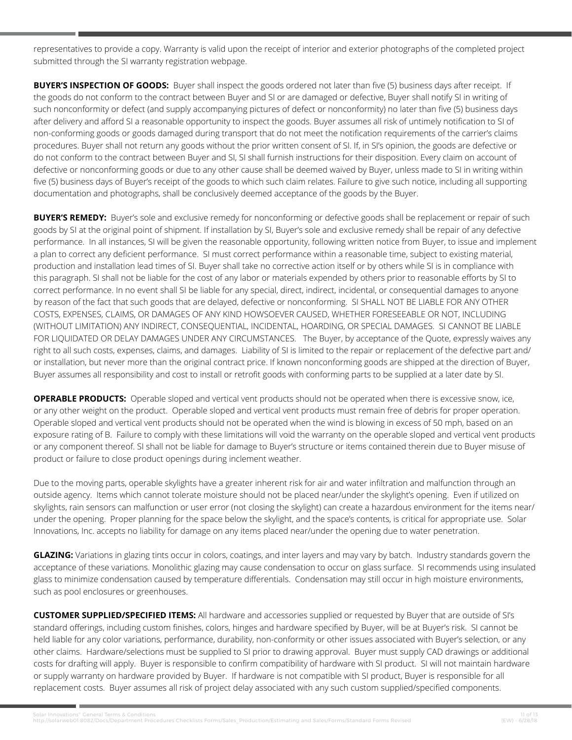representatives to provide a copy. Warranty is valid upon the receipt of interior and exterior photographs of the completed project submitted through the SI warranty registration webpage.

**BUYER'S INSPECTION OF GOODS:** Buyer shall inspect the goods ordered not later than five (5) business days after receipt. If the goods do not conform to the contract between Buyer and SI or are damaged or defective, Buyer shall notify SI in writing of such nonconformity or defect (and supply accompanying pictures of defect or nonconformity) no later than five (5) business days after delivery and afford SI a reasonable opportunity to inspect the goods. Buyer assumes all risk of untimely notification to SI of non-conforming goods or goods damaged during transport that do not meet the notification requirements of the carrier's claims procedures. Buyer shall not return any goods without the prior written consent of SI. If, in SI's opinion, the goods are defective or do not conform to the contract between Buyer and SI, SI shall furnish instructions for their disposition. Every claim on account of defective or nonconforming goods or due to any other cause shall be deemed waived by Buyer, unless made to SI in writing within five (5) business days of Buyer's receipt of the goods to which such claim relates. Failure to give such notice, including all supporting documentation and photographs, shall be conclusively deemed acceptance of the goods by the Buyer.

**BUYER'S REMEDY:** Buyer's sole and exclusive remedy for nonconforming or defective goods shall be replacement or repair of such goods by SI at the original point of shipment. If installation by SI, Buyer's sole and exclusive remedy shall be repair of any defective performance. In all instances, SI will be given the reasonable opportunity, following written notice from Buyer, to issue and implement a plan to correct any deficient performance. SI must correct performance within a reasonable time, subject to existing material, production and installation lead times of SI. Buyer shall take no corrective action itself or by others while SI is in compliance with this paragraph. SI shall not be liable for the cost of any labor or materials expended by others prior to reasonable efforts by SI to correct performance. In no event shall SI be liable for any special, direct, indirect, incidental, or consequential damages to anyone by reason of the fact that such goods that are delayed, defective or nonconforming. SI SHALL NOT BE LIABLE FOR ANY OTHER COSTS, EXPENSES, CLAIMS, OR DAMAGES OF ANY KIND HOWSOEVER CAUSED, WHETHER FORESEEABLE OR NOT, INCLUDING (WITHOUT LIMITATION) ANY INDIRECT, CONSEQUENTIAL, INCIDENTAL, HOARDING, OR SPECIAL DAMAGES. SI CANNOT BE LIABLE FOR LIQUIDATED OR DELAY DAMAGES UNDER ANY CIRCUMSTANCES. The Buyer, by acceptance of the Quote, expressly waives any right to all such costs, expenses, claims, and damages. Liability of SI is limited to the repair or replacement of the defective part and/or installation, but never more than the original contract price. If known nonconforming goods are shipped at the direction of Buyer, Buyer assumes all responsibility and cost to install or retrofit goods with conforming parts to be supplied at a later date by SI.

**OPERABLE PRODUCTS:** Operable sloped and vertical vent products should not be operated when there is excessive snow, ice, or any other weight on the product. Operable sloped and vertical vent products must remain free of debris for proper operation. Operable sloped and vertical vent products should not be operated when the wind is blowing in excess of 50 mph, based on an exposure rating of B. Failure to comply with these limitations will void the warranty on the operable sloped and vertical vent products or any component thereof. SI shall not be liable for damage to Buyer's structure or items contained therein due to Buyer misuse of product or failure to close product openings during inclement weather.

Due to the moving parts, operable skylights have a greater inherent risk for air and water infiltration and malfunction through an outside agency. Items which cannot tolerate moisture should not be placed near/under the skylight's opening. Even if utilized on skylights, rain sensors can malfunction or user error (not closing the skylight) can create a hazardous environment for the items near/under the opening. Proper planning for the space below the skylight, and the space's contents, is critical for appropriate use. Solar Innovations, Inc. accepts no liability for damage on any items placed near/under the opening due to water penetration.

**GLAZING:** Variations in glazing tints occur in colors, coatings, and inter layers and may vary by batch. Industry standards govern the acceptance of these variations. Monolithic glazing may cause condensation to occur on glass surface. SI recommends using insulated glass to minimize condensation caused by temperature differentials. Condensation may still occur in high moisture environments, such as pool enclosures or greenhouses.

**CUSTOMER SUPPLIED/SPECIFIED ITEMS:** All hardware and accessories supplied or requested by Buyer that are outside of SI's standard offerings, including custom finishes, colors, hinges and hardware specified by Buyer, will be at Buyer's risk. SI cannot be held liable for any color variations, performance, durability, non-conformity or other issues associated with Buyer's selection, or any other claims. Hardware/selections must be supplied to SI prior to drawing approval. Buyer must supply CAD drawings or additional costs for drafting will apply. Buyer is responsible to confirm compatibility of hardware with SI product. SI will not maintain hardware or supply warranty on hardware provided by Buyer. If hardware is not compatible with SI product, Buyer is responsible for all replacement costs. Buyer assumes all risk of project delay associated with any such custom supplied/specified components.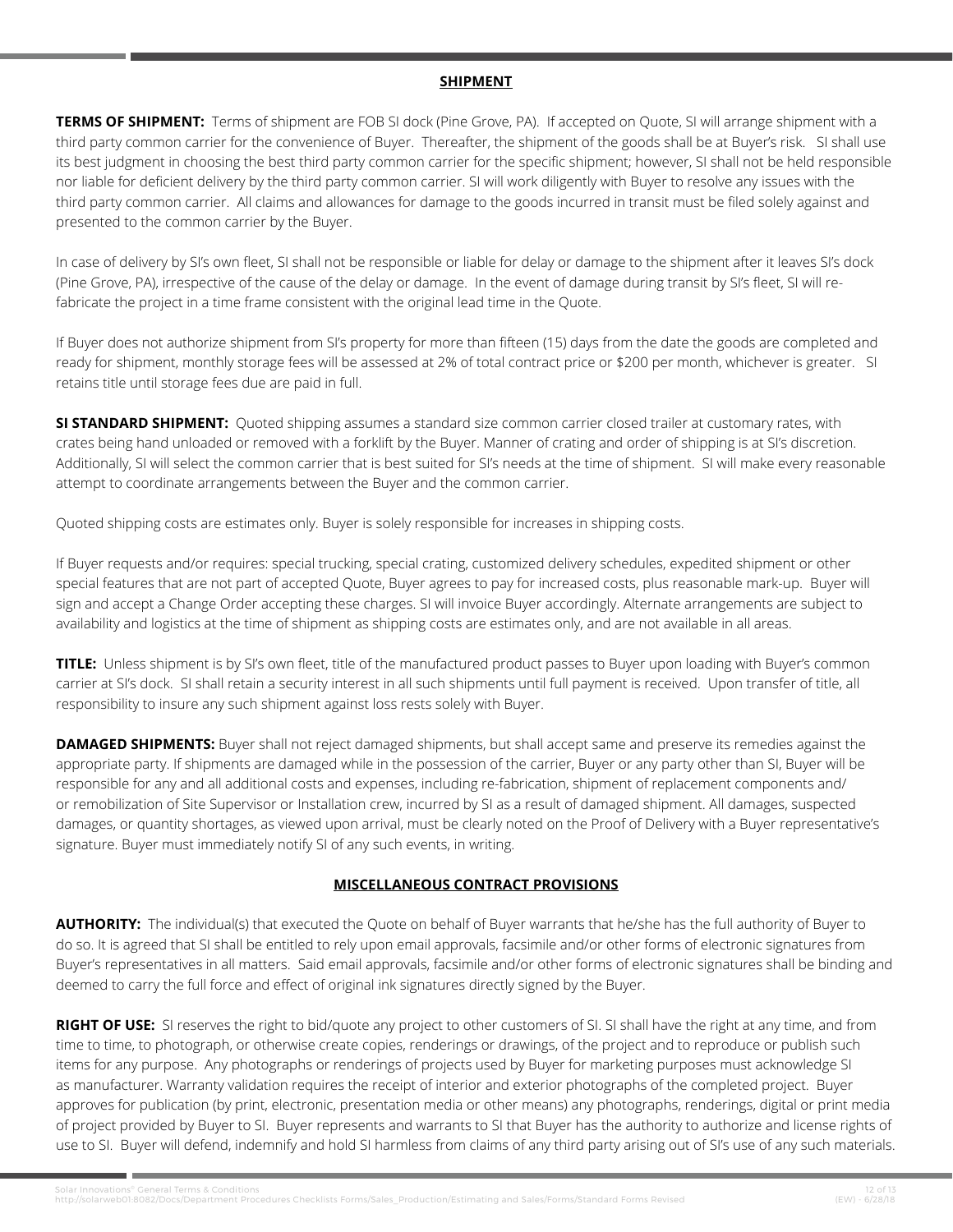## SHIPMENT

**TERMS OF SHIPMENT:** Terms of shipment are FOB SI dock (Pine Grove, PA). If accepted on Quote, SI will arrange shipment with a third party common carrier for the convenience of Buyer. Thereafter, the shipment of the goods shall be at Buyer's risk. SI shall use its best judgment in choosing the best third party common carrier for the specific shipment; however, SI shall not be held responsible nor liable for deficient delivery by the third party common carrier. SI will work diligently with Buyer to resolve any issues with the third party common carrier. All claims and allowances for damage to the goods incurred in transit must be filed solely against and presented to the common carrier by the Buyer.

In case of delivery by SI's own fleet, SI shall not be responsible or liable for delay or damage to the shipment after it leaves SI's dock (Pine Grove, PA), irrespective of the cause of the delay or damage. In the event of damage during transit by SI's fleet, SI will re-fabricate the project in a time frame consistent with the original lead time in the Quote.

If Buyer does not authorize shipment from SI's property for more than fifteen (15) days from the date the goods are completed and ready for shipment, monthly storage fees will be assessed at 2% of total contract price or $200 per month, whichever is greater. SI retains title until storage fees due are paid in full.

**SI STANDARD SHIPMENT:** Quoted shipping assumes a standard size common carrier closed trailer at customary rates, with crates being hand unloaded or removed with a forklift by the Buyer. Manner of crating and order of shipping is at SI's discretion. Additionally, SI will select the common carrier that is best suited for SI's needs at the time of shipment. SI will make every reasonable attempt to coordinate arrangements between the Buyer and the common carrier.

Quoted shipping costs are estimates only. Buyer is solely responsible for increases in shipping costs.

If Buyer requests and/or requires: special trucking, special crating, customized delivery schedules, expedited shipment or other special features that are not part of accepted Quote, Buyer agrees to pay for increased costs, plus reasonable mark-up. Buyer will sign and accept a Change Order accepting these charges. SI will invoice Buyer accordingly. Alternate arrangements are subject to availability and logistics at the time of shipment as shipping costs are estimates only, and are not available in all areas.

**TITLE:** Unless shipment is by SI's own fleet, title of the manufactured product passes to Buyer upon loading with Buyer's common carrier at SI's dock. SI shall retain a security interest in all such shipments until full payment is received. Upon transfer of title, all responsibility to insure any such shipment against loss rests solely with Buyer.

**DAMAGED SHIPMENTS:** Buyer shall not reject damaged shipments, but shall accept same and preserve its remedies against the appropriate party. If shipments are damaged while in the possession of the carrier, Buyer or any party other than SI, Buyer will be responsible for any and all additional costs and expenses, including re-fabrication, shipment of replacement components and/or remobilization of Site Supervisor or Installation crew, incurred by SI as a result of damaged shipment. All damages, suspected damages, or quantity shortages, as viewed upon arrival, must be clearly noted on the Proof of Delivery with a Buyer representative's signature. Buyer must immediately notify SI of any such events, in writing.

## MISCELLANEOUS CONTRACT PROVISIONS

**AUTHORITY:** The individual(s) that executed the Quote on behalf of Buyer warrants that he/she has the full authority of Buyer to do so. It is agreed that SI shall be entitled to rely upon email approvals, facsimile and/or other forms of electronic signatures from Buyer's representatives in all matters. Said email approvals, facsimile and/or other forms of electronic signatures shall be binding and deemed to carry the full force and effect of original ink signatures directly signed by the Buyer.

**RIGHT OF USE:** SI reserves the right to bid/quote any project to other customers of SI. SI shall have the right at any time, and from time to time, to photograph, or otherwise create copies, renderings or drawings, of the project and to reproduce or publish such items for any purpose. Any photographs or renderings of projects used by Buyer for marketing purposes must acknowledge SI as manufacturer. Warranty validation requires the receipt of interior and exterior photographs of the completed project. Buyer approves for publication (by print, electronic, presentation media or other means) any photographs, renderings, digital or print media of project provided by Buyer to SI. Buyer represents and warrants to SI that Buyer has the authority to authorize and license rights of use to SI. Buyer will defend, indemnify and hold SI harmless from claims of any third party arising out of SI's use of any such materials.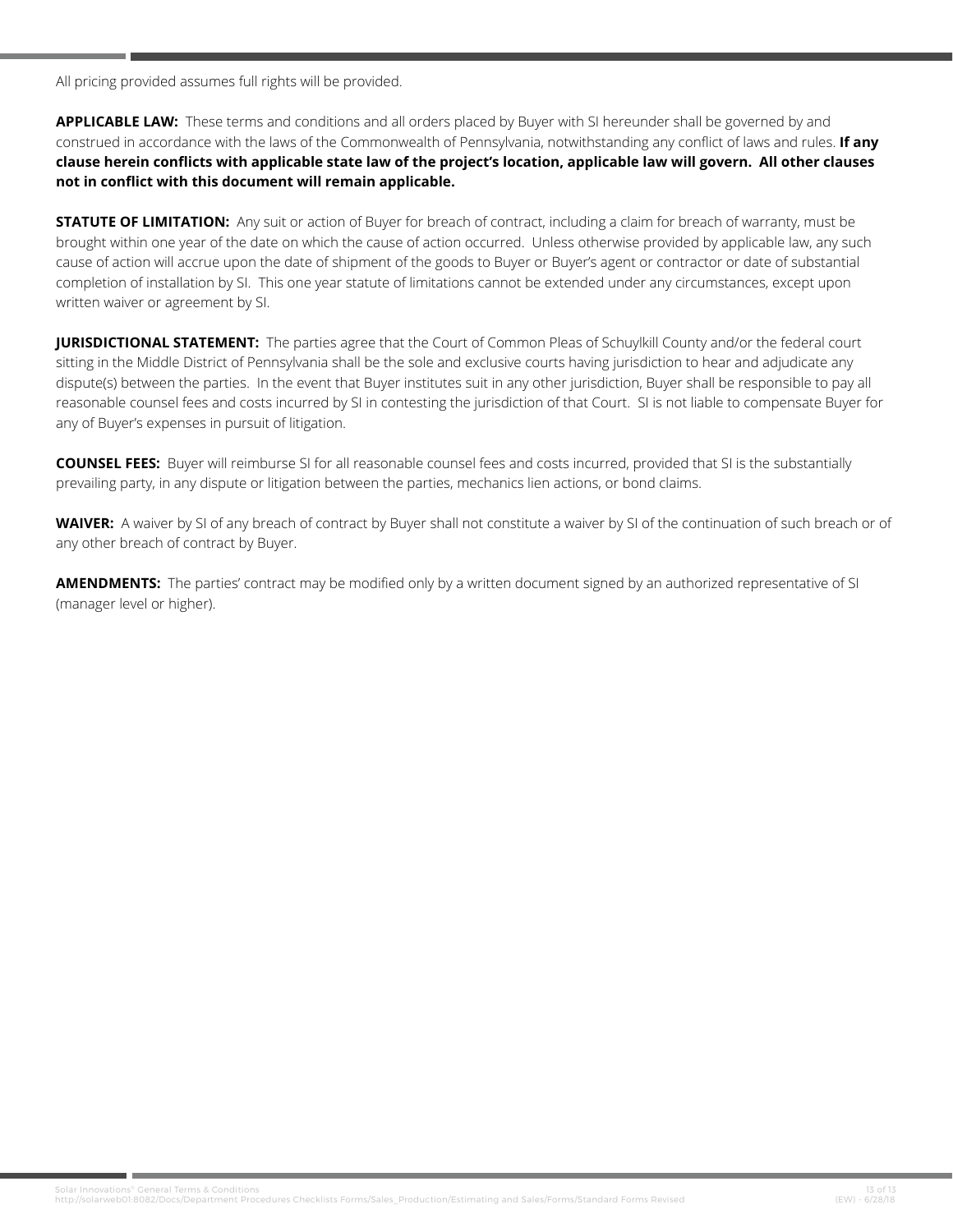All pricing provided assumes full rights will be provided.

**APPLICABLE LAW:** These terms and conditions and all orders placed by Buyer with SI hereunder shall be governed by and construed in accordance with the laws of the Commonwealth of Pennsylvania, notwithstanding any conflict of laws and rules. **If any clause herein conflicts with applicable state law of the project's location, applicable law will govern. All other clauses not in conflict with this document will remain applicable.**

**STATUTE OF LIMITATION:** Any suit or action of Buyer for breach of contract, including a claim for breach of warranty, must be brought within one year of the date on which the cause of action occurred. Unless otherwise provided by applicable law, any such cause of action will accrue upon the date of shipment of the goods to Buyer or Buyer's agent or contractor or date of substantial completion of installation by SI. This one year statute of limitations cannot be extended under any circumstances, except upon written waiver or agreement by SI.

**JURISDICTIONAL STATEMENT:** The parties agree that the Court of Common Pleas of Schuylkill County and/or the federal court sitting in the Middle District of Pennsylvania shall be the sole and exclusive courts having jurisdiction to hear and adjudicate any dispute(s) between the parties. In the event that Buyer institutes suit in any other jurisdiction, Buyer shall be responsible to pay all reasonable counsel fees and costs incurred by SI in contesting the jurisdiction of that Court. SI is not liable to compensate Buyer for any of Buyer's expenses in pursuit of litigation.

**COUNSEL FEES:** Buyer will reimburse SI for all reasonable counsel fees and costs incurred, provided that SI is the substantially prevailing party, in any dispute or litigation between the parties, mechanics lien actions, or bond claims.

**WAIVER:** A waiver by SI of any breach of contract by Buyer shall not constitute a waiver by SI of the continuation of such breach or of any other breach of contract by Buyer.

**AMENDMENTS:** The parties' contract may be modified only by a written document signed by an authorized representative of SI (manager level or higher).